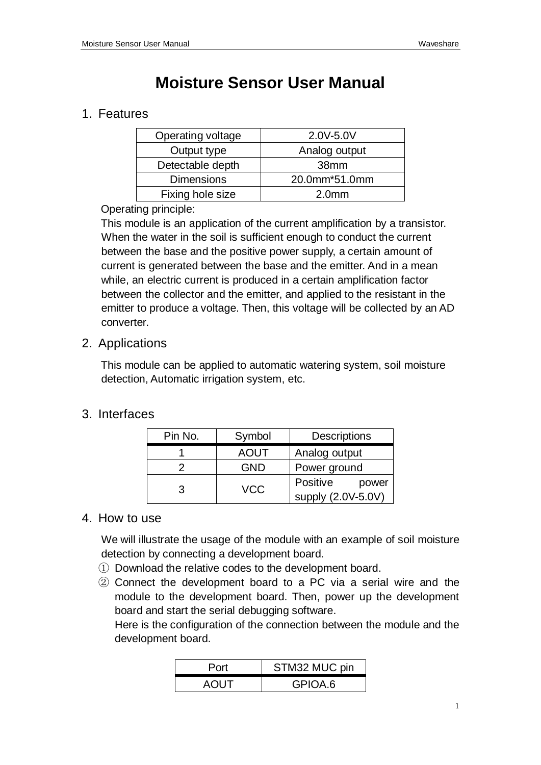# Moisture Sensor User Manual

## 1. Features

| Operating voltage | 2.0V-5.0V |
|---|---|
| Output type | Analog output |
| Detectable depth | 38mm |
| Dimensions | 20.0mm*51.0mm |
| Fixing hole size | 2.0mm |

Operating principle:

This module is an application of the current amplification by a transistor. When the water in the soil is sufficient enough to conduct the current between the base and the positive power supply, a certain amount of current is generated between the base and the emitter. And in a mean while, an electric current is produced in a certain amplification factor between the collector and the emitter, and applied to the resistant in the emitter to produce a voltage. Then, this voltage will be collected by an AD converter.

## 2. Applications

This module can be applied to automatic watering system, soil moisture detection, Automatic irrigation system, etc.

## 3. Interfaces

| Pin No. | Symbol | Descriptions |
|---|---|---|
| 1 | AOUT | Analog output |
| 2 | GND | Power ground |
| 3 | VCC | Positive power supply (2.0V-5.0V) |

## 4. How to use

We will illustrate the usage of the module with an example of soil moisture detection by connecting a development board.

① Download the relative codes to the development board.

② Connect the development board to a PC via a serial wire and the module to the development board. Then, power up the development board and start the serial debugging software.

Here is the configuration of the connection between the module and the development board.

| Port | STM32 MUC pin |
|---|---|
| AOUT | GPIOA.6 |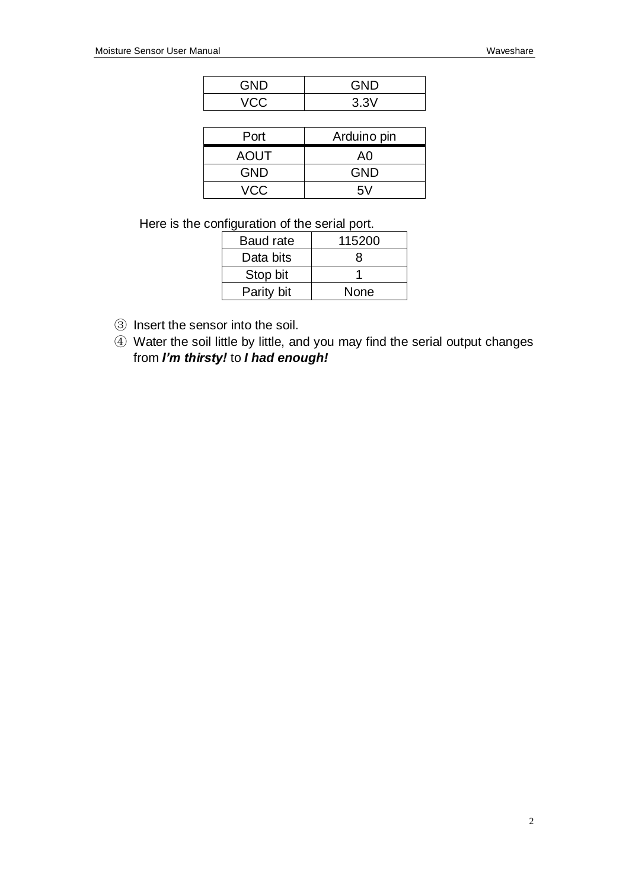| | |
|---|---|
| GND | GND |
| VCC | 3.3V |

| Port | Arduino pin |
|---|---|
| AOUT | A0 |
| GND | GND |
| VCC | 5V |

Here is the configuration of the serial port.

| | |
|---|---|
| Baud rate | 115200 |
| Data bits | 8 |
| Stop bit | 1 |
| Parity bit | None |

③ Insert the sensor into the soil.

④ Water the soil little by little, and you may find the serial output changes from ***I'm thirsty!*** to ***I had enough!***